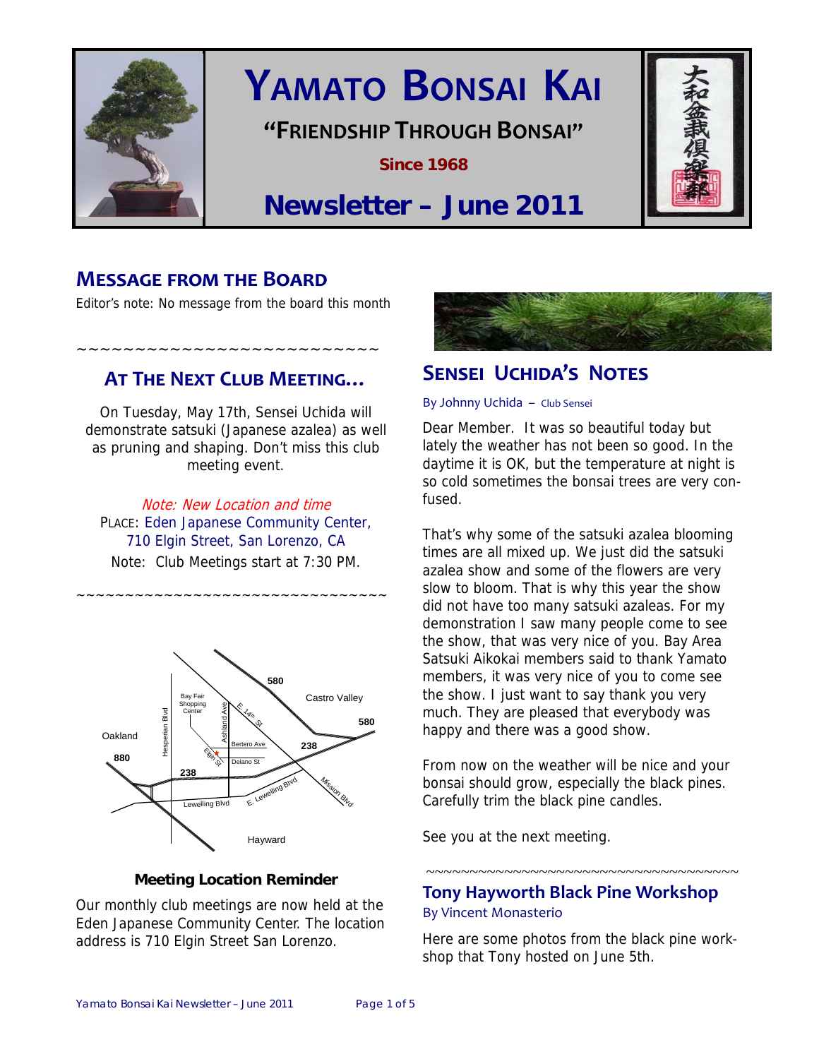# YAMATO BONSAI KAI

**"FRIENDSHIP THROUGH BONSAI"**

**Since 1968**

# Newsletter – June 2011

## MESSAGE FROM THE BOARD

Editor's note: No message from the board this month

~~~~~~~~~~~~~~~~~~~~~~~~~~

## AT THE NEXT CLUB MEETING…

On Tuesday, May 17th, Sensei Uchida will demonstrate satsuki (Japanese azalea) as well as pruning and shaping. Don't miss this club meeting event.

*Note: New Location and time*

PLACE: Eden Japanese Community Center, 710 Elgin Street, San Lorenzo, CA

Note: Club Meetings start at 7:30 PM.

~~~~~~~~~~~~~~~~~~~~~~~~~~~~~~~~

**Meeting Location Reminder**

Our monthly club meetings are now held at the Eden Japanese Community Center. The location address is 710 Elgin Street San Lorenzo.

## SENSEI UCHIDA'S NOTES

By Johnny Uchida – Club Sensei

Dear Member. It was so beautiful today but lately the weather has not been so good. In the daytime it is OK, but the temperature at night is so cold sometimes the bonsai trees are very confused.

That's why some of the satsuki azalea blooming times are all mixed up. We just did the satsuki azalea show and some of the flowers are very slow to bloom. That is why this year the show did not have too many satsuki azaleas. For my demonstration I saw many people come to see the show, that was very nice of you. Bay Area Satsuki Aikokai members said to thank Yamato members, it was very nice of you to come see the show. I just want to say thank you very much. They are pleased that everybody was happy and there was a good show.

From now on the weather will be nice and your bonsai should grow, especially the black pines. Carefully trim the black pine candles.

See you at the next meeting.

~~~~~~~~~~~~~~~~~~~~~~~~~~~~~~~~~~~~

## Tony Hayworth Black Pine Workshop

By Vincent Monasterio

Here are some photos from the black pine workshop that Tony hosted on June 5th.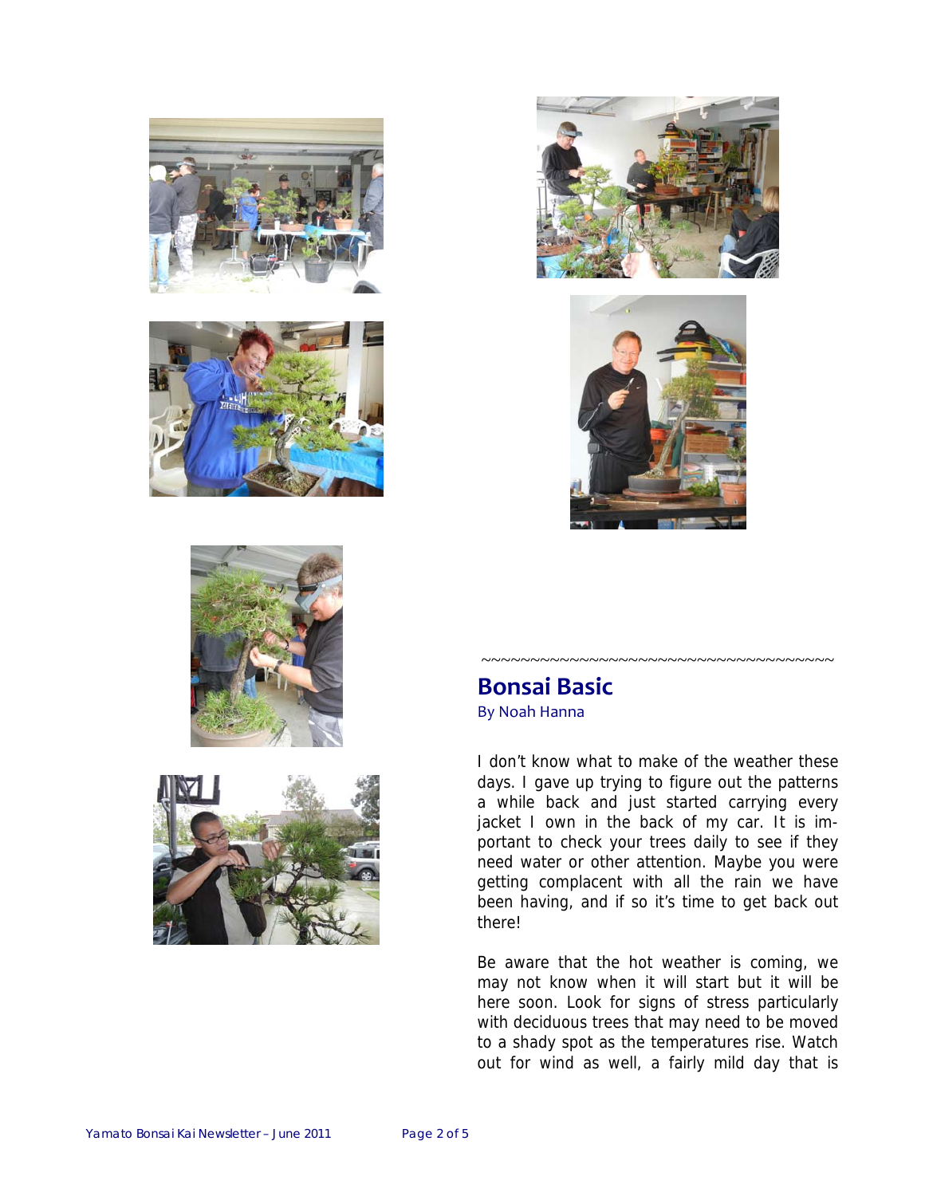~~~~~~~~~~~~~~~~~~~~~~~~~~~~~~~~~~~~~~~~~

## Bonsai Basic

By Noah Hanna

I don't know what to make of the weather these days. I gave up trying to figure out the patterns a while back and just started carrying every jacket I own in the back of my car. It is important to check your trees daily to see if they need water or other attention. Maybe you were getting complacent with all the rain we have been having, and if so it's time to get back out there!

Be aware that the hot weather is coming, we may not know when it will start but it will be here soon. Look for signs of stress particularly with deciduous trees that may need to be moved to a shady spot as the temperatures rise. Watch out for wind as well, a fairly mild day that is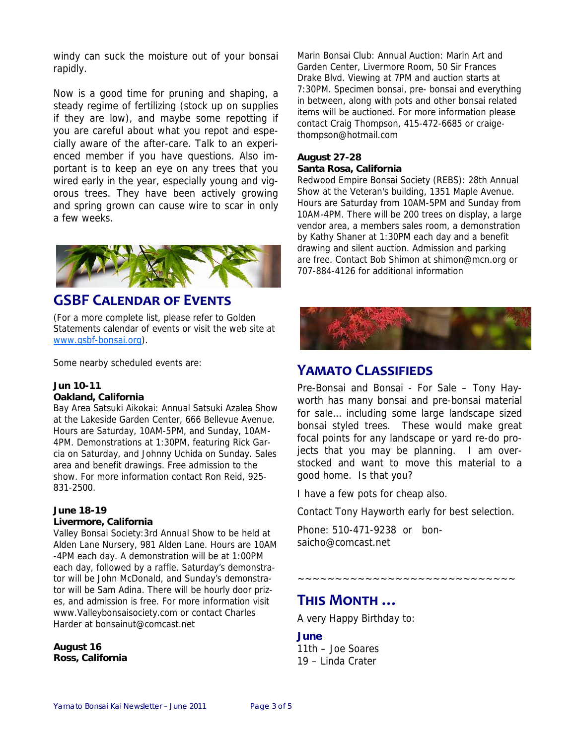windy can suck the moisture out of your bonsai rapidly.

Now is a good time for pruning and shaping, a steady regime of fertilizing (stock up on supplies if they are low), and maybe some repotting if you are careful about what you repot and especially aware of the after-care. Talk to an experienced member if you have questions. Also important is to keep an eye on any trees that you wired early in the year, especially young and vigorous trees. They have been actively growing and spring grown can cause wire to scar in only a few weeks.

## GSBF Calendar of Events

(For a more complete list, please refer to Golden Statements calendar of events or visit the web site at [www.gsbf-bonsai.org](http://www.gsbf-bonsai.org)).

Some nearby scheduled events are:

**Jun 10-11**
**Oakland, California**
Bay Area Satsuki Aikokai: Annual Satsuki Azalea Show at the Lakeside Garden Center, 666 Bellevue Avenue. Hours are Saturday, 10AM-5PM, and Sunday, 10AM-4PM. Demonstrations at 1:30PM, featuring Rick Garcia on Saturday, and Johnny Uchida on Sunday. Sales area and benefit drawings. Free admission to the show. For more information contact Ron Reid, 925-831-2500.

**June 18-19**
**Livermore, California**
Valley Bonsai Society:3rd Annual Show to be held at Alden Lane Nursery, 981 Alden Lane. Hours are 10AM -4PM each day. A demonstration will be at 1:00PM each day, followed by a raffle. Saturday's demonstrator will be John McDonald, and Sunday's demonstrator will be Sam Adina. There will be hourly door prizes, and admission is free. For more information visit www.Valleybonsaisociety.com or contact Charles Harder at bonsainut@comcast.net

**August 16**
**Ross, California**
Marin Bonsai Club: Annual Auction: Marin Art and Garden Center, Livermore Room, 50 Sir Frances Drake Blvd. Viewing at 7PM and auction starts at 7:30PM. Specimen bonsai, pre- bonsai and everything in between, along with pots and other bonsai related items will be auctioned. For more information please contact Craig Thompson, 415-472-6685 or craigethompson@hotmail.com

**August 27-28**
**Santa Rosa, California**
Redwood Empire Bonsai Society (REBS): 28th Annual Show at the Veteran's building, 1351 Maple Avenue. Hours are Saturday from 10AM-5PM and Sunday from 10AM-4PM. There will be 200 trees on display, a large vendor area, a members sales room, a demonstration by Kathy Shaner at 1:30PM each day and a benefit drawing and silent auction. Admission and parking are free. Contact Bob Shimon at shimon@mcn.org or 707-884-4126 for additional information

## Yamato Classifieds

Pre-Bonsai and Bonsai - For Sale – Tony Hayworth has many bonsai and pre-bonsai material for sale… including some large landscape sized bonsai styled trees. These would make great focal points for any landscape or yard re-do projects that you may be planning. I am overstocked and want to move this material to a good home. Is that you?

I have a few pots for cheap also.

Contact Tony Hayworth early for best selection.

Phone: 510-471-9238 or bonsaicho@comcast.net

~~~~~~~~~~~~~~~~~~~~~~~~~~~~

## This Month …

A very Happy Birthday to:

**June**
11th – Joe Soares
19 – Linda Crater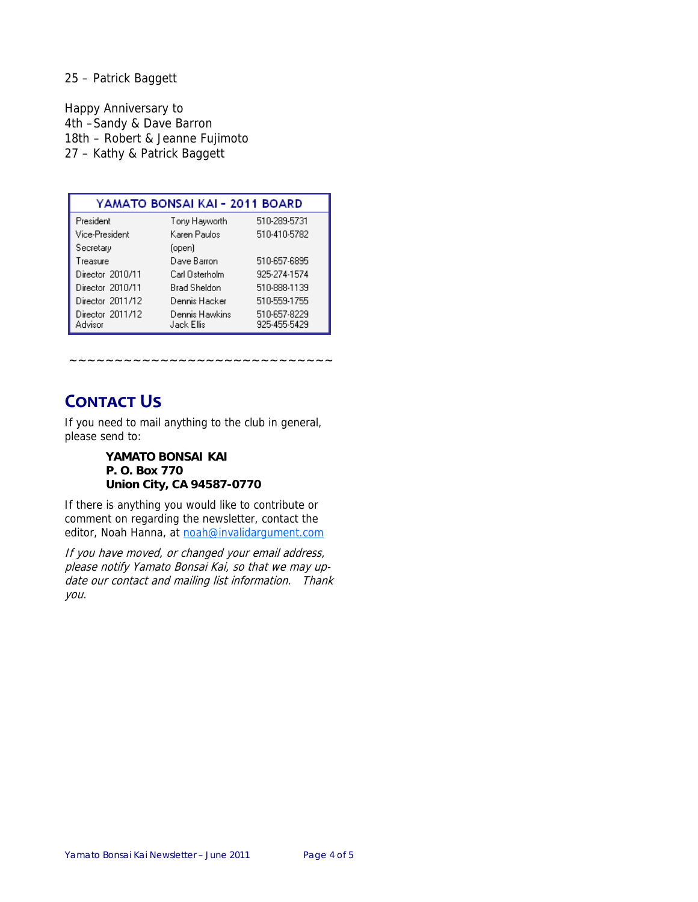25 – Patrick Baggett

Happy Anniversary to
4th –Sandy & Dave Barron
18th – Robert & Jeanne Fujimoto
27 – Kathy & Patrick Baggett

| YAMATO BONSAI KAI - 2011 BOARD | | |
|---|---|---|
| President | Tony Hayworth | 510-289-5731 |
| Vice-President | Karen Paulos | 510-410-5782 |
| Secretary | (open) | |
| Treasure | Dave Barron | 510-657-6895 |
| Director 2010/11 | Carl Osterholm | 925-274-1574 |
| Director 2010/11 | Brad Sheldon | 510-888-1139 |
| Director 2011/12 | Dennis Hacker | 510-559-1755 |
| Director 2011/12 | Dennis Hawkins | 510-657-8229 |
| Advisor | Jack Ellis | 925-455-5429 |

~~~~~~~~~~~~~~~~~~~~~~~~~~~~

## Contact Us

If you need to mail anything to the club in general, please send to:

**YAMATO BONSAI KAI**
**P. O. Box 770**
**Union City, CA 94587-0770**

If there is anything you would like to contribute or comment on regarding the newsletter, contact the editor, Noah Hanna, at noah@invalidargument.com

*If you have moved, or changed your email address, please notify Yamato Bonsai Kai, so that we may update our contact and mailing list information. Thank you.*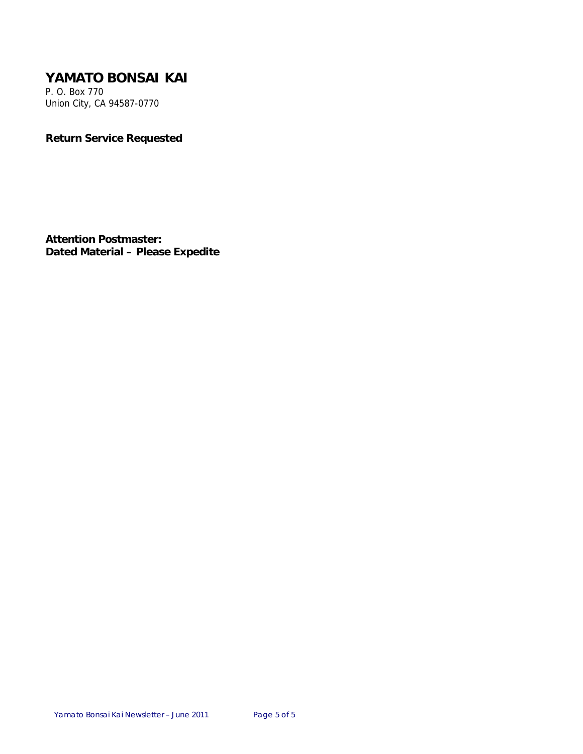**YAMATO BONSAI KAI**
P. O. Box 770
Union City, CA 94587-0770

**Return Service Requested**

**Attention Postmaster:**
**Dated Material – Please Expedite**